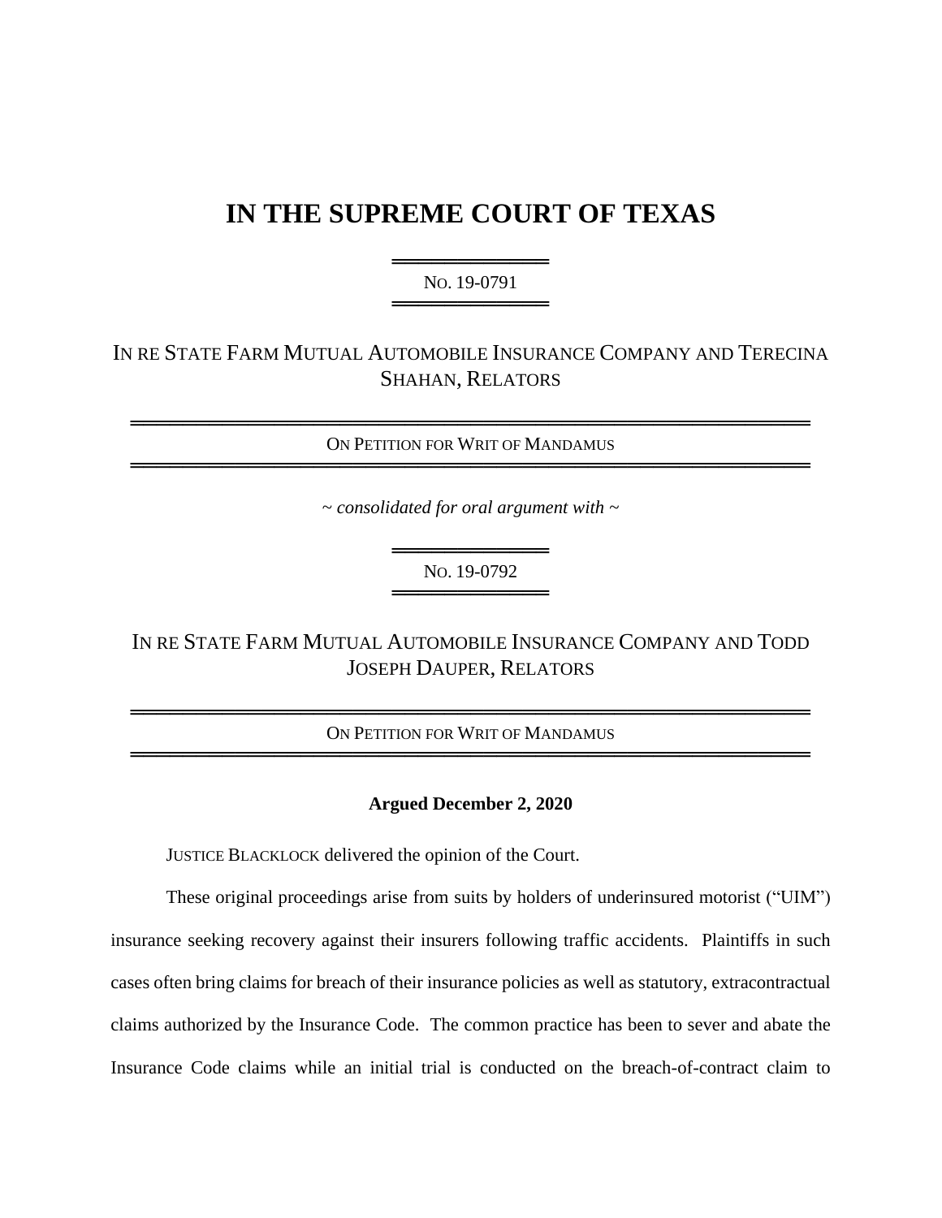# IN THE SUPREME COURT OF TEXAS

NO. 19-0791

IN RE STATE FARM MUTUAL AUTOMOBILE INSURANCE COMPANY AND TERECINA SHAHAN, RELATORS

ON PETITION FOR WRIT OF MANDAMUS

*~ consolidated for oral argument with ~*

NO. 19-0792

IN RE STATE FARM MUTUAL AUTOMOBILE INSURANCE COMPANY AND TODD JOSEPH DAUPER, RELATORS

ON PETITION FOR WRIT OF MANDAMUS

**Argued December 2, 2020**

JUSTICE BLACKLOCK delivered the opinion of the Court.

These original proceedings arise from suits by holders of underinsured motorist ("UIM") insurance seeking recovery against their insurers following traffic accidents. Plaintiffs in such cases often bring claims for breach of their insurance policies as well as statutory, extracontractual claims authorized by the Insurance Code. The common practice has been to sever and abate the Insurance Code claims while an initial trial is conducted on the breach-of-contract claim to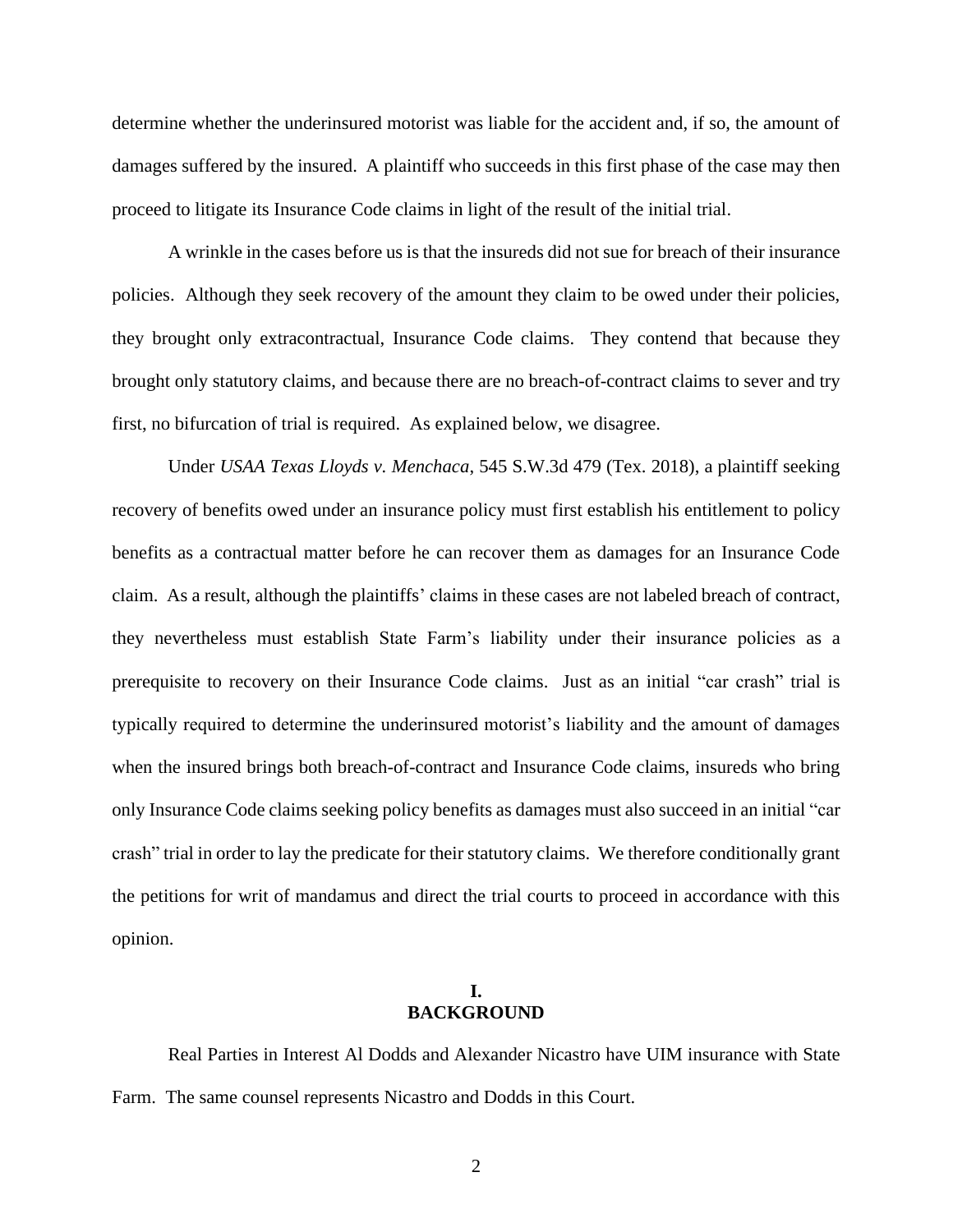determine whether the underinsured motorist was liable for the accident and, if so, the amount of damages suffered by the insured. A plaintiff who succeeds in this first phase of the case may then proceed to litigate its Insurance Code claims in light of the result of the initial trial.

A wrinkle in the cases before us is that the insureds did not sue for breach of their insurance policies. Although they seek recovery of the amount they claim to be owed under their policies, they brought only extracontractual, Insurance Code claims. They contend that because they brought only statutory claims, and because there are no breach-of-contract claims to sever and try first, no bifurcation of trial is required. As explained below, we disagree.

Under *USAA Texas Lloyds v. Menchaca*, 545 S.W.3d 479 (Tex. 2018), a plaintiff seeking recovery of benefits owed under an insurance policy must first establish his entitlement to policy benefits as a contractual matter before he can recover them as damages for an Insurance Code claim. As a result, although the plaintiffs' claims in these cases are not labeled breach of contract, they nevertheless must establish State Farm's liability under their insurance policies as a prerequisite to recovery on their Insurance Code claims. Just as an initial "car crash" trial is typically required to determine the underinsured motorist's liability and the amount of damages when the insured brings both breach-of-contract and Insurance Code claims, insureds who bring only Insurance Code claims seeking policy benefits as damages must also succeed in an initial "car crash" trial in order to lay the predicate for their statutory claims. We therefore conditionally grant the petitions for writ of mandamus and direct the trial courts to proceed in accordance with this opinion.

## I.
## BACKGROUND

Real Parties in Interest Al Dodds and Alexander Nicastro have UIM insurance with State Farm. The same counsel represents Nicastro and Dodds in this Court.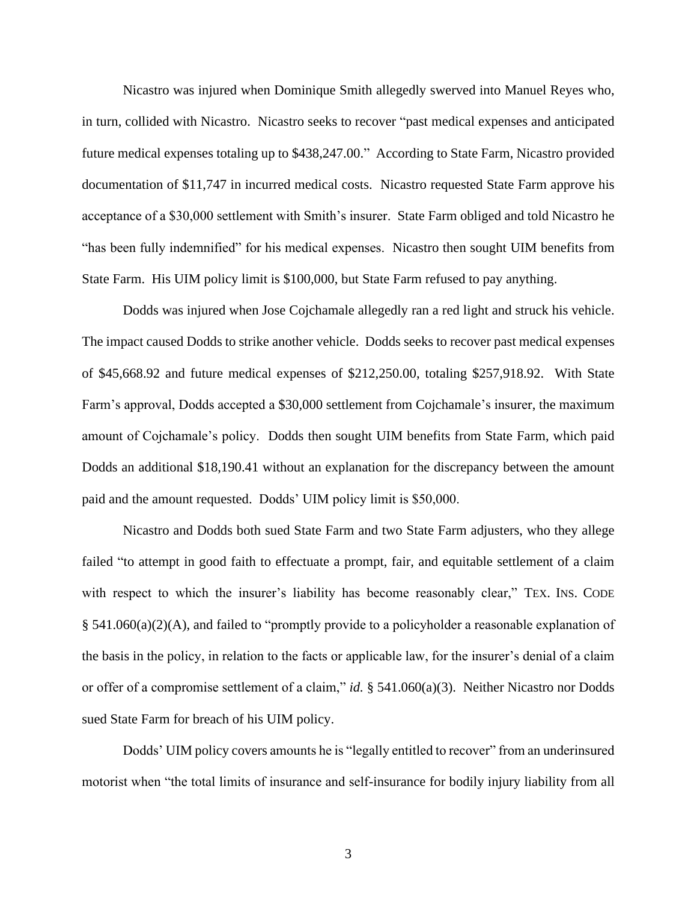Nicastro was injured when Dominique Smith allegedly swerved into Manuel Reyes who, in turn, collided with Nicastro. Nicastro seeks to recover "past medical expenses and anticipated future medical expenses totaling up to $438,247.00." According to State Farm, Nicastro provided documentation of $11,747 in incurred medical costs. Nicastro requested State Farm approve his acceptance of a $30,000 settlement with Smith's insurer. State Farm obliged and told Nicastro he "has been fully indemnified" for his medical expenses. Nicastro then sought UIM benefits from State Farm. His UIM policy limit is $100,000, but State Farm refused to pay anything.

Dodds was injured when Jose Cojchamale allegedly ran a red light and struck his vehicle. The impact caused Dodds to strike another vehicle. Dodds seeks to recover past medical expenses of $45,668.92 and future medical expenses of $212,250.00, totaling $257,918.92. With State Farm's approval, Dodds accepted a $30,000 settlement from Cojchamale's insurer, the maximum amount of Cojchamale's policy. Dodds then sought UIM benefits from State Farm, which paid Dodds an additional $18,190.41 without an explanation for the discrepancy between the amount paid and the amount requested. Dodds' UIM policy limit is $50,000.

Nicastro and Dodds both sued State Farm and two State Farm adjusters, who they allege failed "to attempt in good faith to effectuate a prompt, fair, and equitable settlement of a claim with respect to which the insurer's liability has become reasonably clear," TEX. INS. CODE § 541.060(a)(2)(A), and failed to "promptly provide to a policyholder a reasonable explanation of the basis in the policy, in relation to the facts or applicable law, for the insurer's denial of a claim or offer of a compromise settlement of a claim," *id.* § 541.060(a)(3). Neither Nicastro nor Dodds sued State Farm for breach of his UIM policy.

Dodds' UIM policy covers amounts he is "legally entitled to recover" from an underinsured motorist when "the total limits of insurance and self-insurance for bodily injury liability from all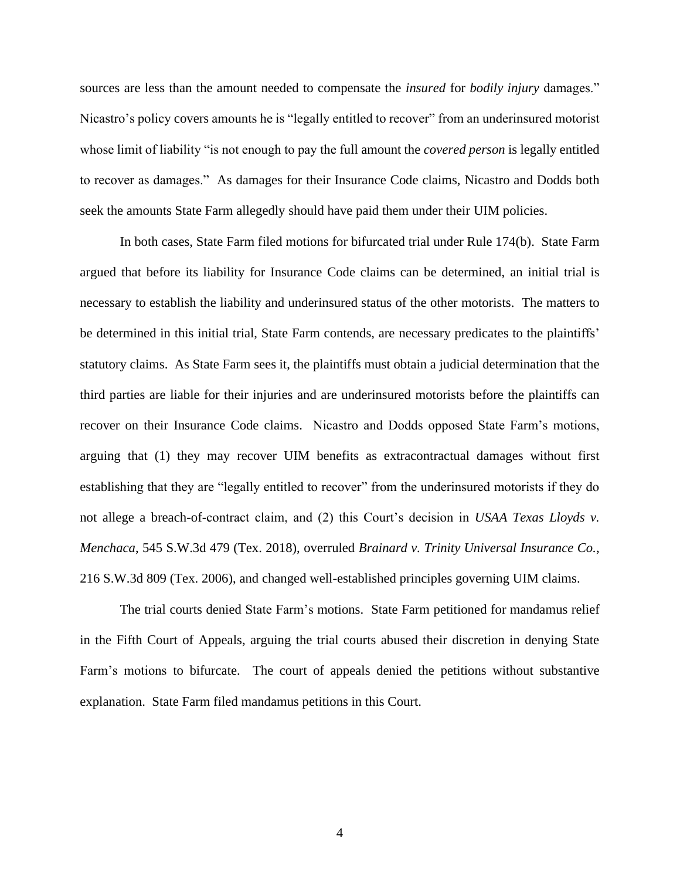sources are less than the amount needed to compensate the *insured* for *bodily injury* damages." Nicastro's policy covers amounts he is "legally entitled to recover" from an underinsured motorist whose limit of liability "is not enough to pay the full amount the *covered person* is legally entitled to recover as damages." As damages for their Insurance Code claims, Nicastro and Dodds both seek the amounts State Farm allegedly should have paid them under their UIM policies.

In both cases, State Farm filed motions for bifurcated trial under Rule 174(b). State Farm argued that before its liability for Insurance Code claims can be determined, an initial trial is necessary to establish the liability and underinsured status of the other motorists. The matters to be determined in this initial trial, State Farm contends, are necessary predicates to the plaintiffs' statutory claims. As State Farm sees it, the plaintiffs must obtain a judicial determination that the third parties are liable for their injuries and are underinsured motorists before the plaintiffs can recover on their Insurance Code claims. Nicastro and Dodds opposed State Farm's motions, arguing that (1) they may recover UIM benefits as extracontractual damages without first establishing that they are "legally entitled to recover" from the underinsured motorists if they do not allege a breach-of-contract claim, and (2) this Court's decision in *USAA Texas Lloyds v. Menchaca*, 545 S.W.3d 479 (Tex. 2018), overruled *Brainard v. Trinity Universal Insurance Co.*, 216 S.W.3d 809 (Tex. 2006), and changed well-established principles governing UIM claims.

The trial courts denied State Farm's motions. State Farm petitioned for mandamus relief in the Fifth Court of Appeals, arguing the trial courts abused their discretion in denying State Farm's motions to bifurcate. The court of appeals denied the petitions without substantive explanation. State Farm filed mandamus petitions in this Court.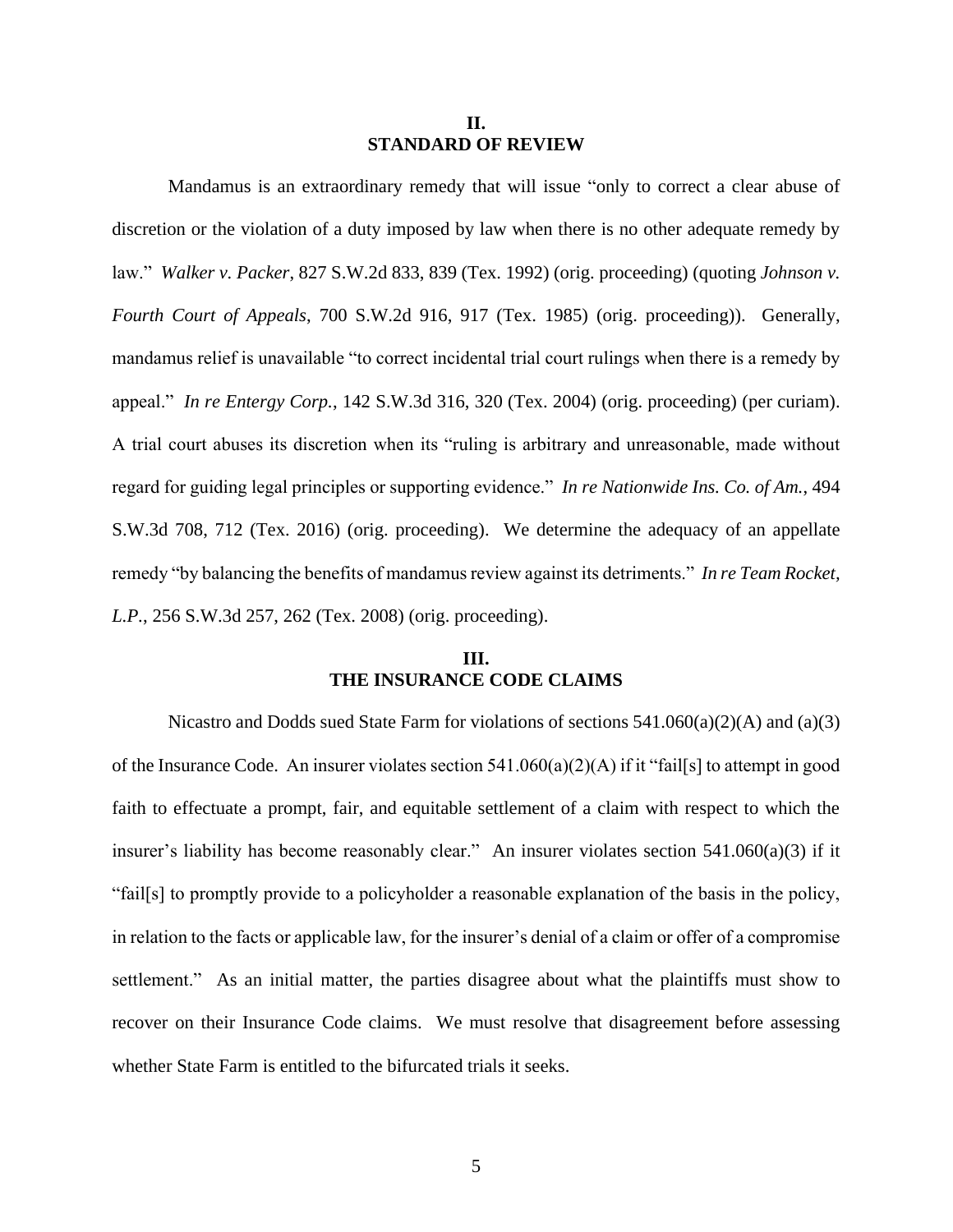## II.
## STANDARD OF REVIEW

Mandamus is an extraordinary remedy that will issue "only to correct a clear abuse of discretion or the violation of a duty imposed by law when there is no other adequate remedy by law." *Walker v. Packer*, 827 S.W.2d 833, 839 (Tex. 1992) (orig. proceeding) (quoting *Johnson v. Fourth Court of Appeals*, 700 S.W.2d 916, 917 (Tex. 1985) (orig. proceeding)). Generally, mandamus relief is unavailable "to correct incidental trial court rulings when there is a remedy by appeal." *In re Entergy Corp.*, 142 S.W.3d 316, 320 (Tex. 2004) (orig. proceeding) (per curiam). A trial court abuses its discretion when its "ruling is arbitrary and unreasonable, made without regard for guiding legal principles or supporting evidence." *In re Nationwide Ins. Co. of Am.*, 494 S.W.3d 708, 712 (Tex. 2016) (orig. proceeding). We determine the adequacy of an appellate remedy "by balancing the benefits of mandamus review against its detriments." *In re Team Rocket, L.P.*, 256 S.W.3d 257, 262 (Tex. 2008) (orig. proceeding).

## III.
## THE INSURANCE CODE CLAIMS

Nicastro and Dodds sued State Farm for violations of sections 541.060(a)(2)(A) and (a)(3) of the Insurance Code. An insurer violates section 541.060(a)(2)(A) if it "fail[s] to attempt in good faith to effectuate a prompt, fair, and equitable settlement of a claim with respect to which the insurer's liability has become reasonably clear." An insurer violates section 541.060(a)(3) if it "fail[s] to promptly provide to a policyholder a reasonable explanation of the basis in the policy, in relation to the facts or applicable law, for the insurer's denial of a claim or offer of a compromise settlement." As an initial matter, the parties disagree about what the plaintiffs must show to recover on their Insurance Code claims. We must resolve that disagreement before assessing whether State Farm is entitled to the bifurcated trials it seeks.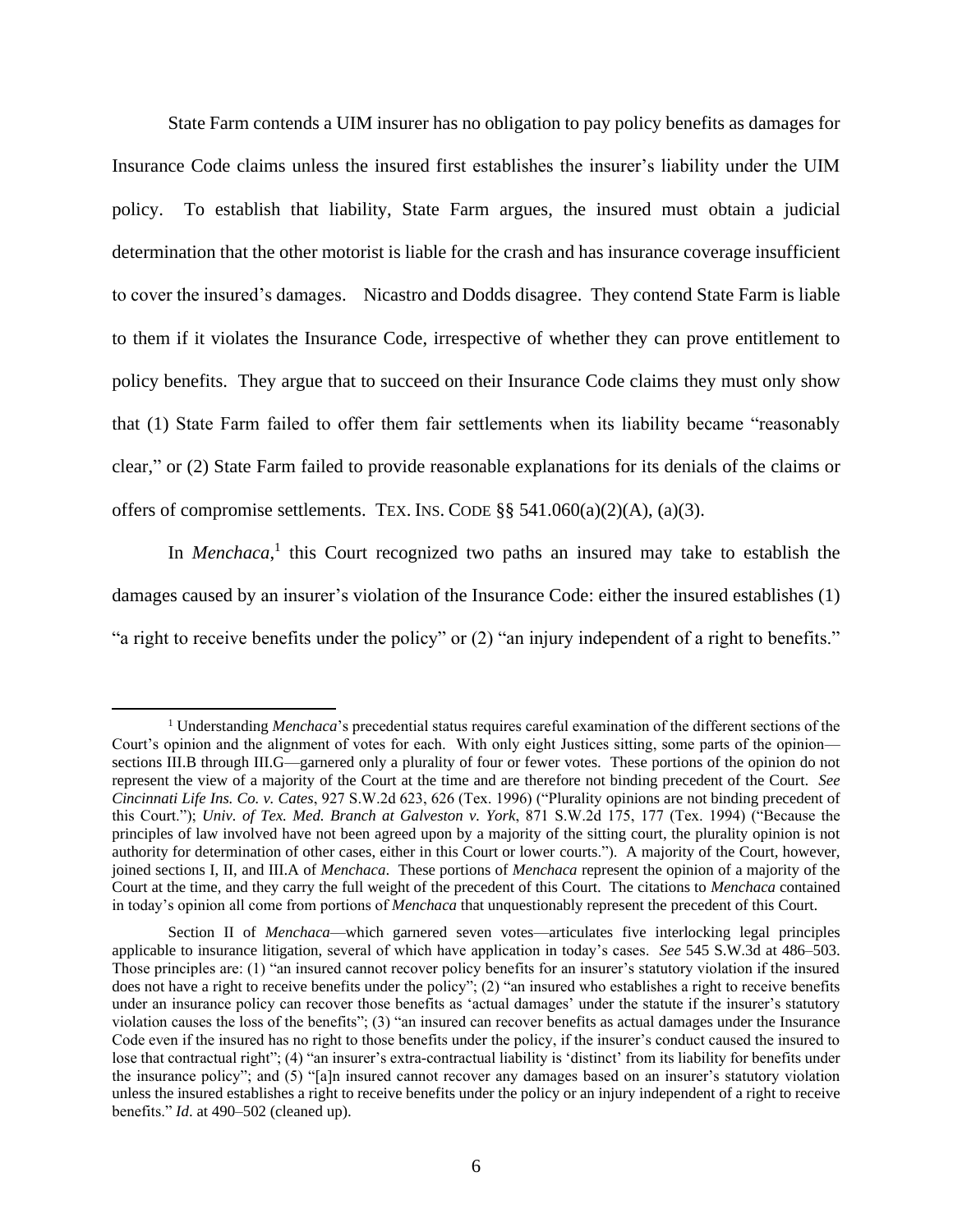State Farm contends a UIM insurer has no obligation to pay policy benefits as damages for Insurance Code claims unless the insured first establishes the insurer's liability under the UIM policy. To establish that liability, State Farm argues, the insured must obtain a judicial determination that the other motorist is liable for the crash and has insurance coverage insufficient to cover the insured's damages. Nicastro and Dodds disagree. They contend State Farm is liable to them if it violates the Insurance Code, irrespective of whether they can prove entitlement to policy benefits. They argue that to succeed on their Insurance Code claims they must only show that (1) State Farm failed to offer them fair settlements when its liability became "reasonably clear," or (2) State Farm failed to provide reasonable explanations for its denials of the claims or offers of compromise settlements. TEX. INS. CODE §§ 541.060(a)(2)(A), (a)(3).

In *Menchaca*,[1] this Court recognized two paths an insured may take to establish the damages caused by an insurer's violation of the Insurance Code: either the insured establishes (1) "a right to receive benefits under the policy" or (2) "an injury independent of a right to benefits."

---

[1] Understanding *Menchaca*'s precedential status requires careful examination of the different sections of the Court's opinion and the alignment of votes for each. With only eight Justices sitting, some parts of the opinion—sections III.B through III.G—garnered only a plurality of four or fewer votes. These portions of the opinion do not represent the view of a majority of the Court at the time and are therefore not binding precedent of the Court. *See Cincinnati Life Ins. Co. v. Cates*, 927 S.W.2d 623, 626 (Tex. 1996) ("Plurality opinions are not binding precedent of this Court."); *Univ. of Tex. Med. Branch at Galveston v. York*, 871 S.W.2d 175, 177 (Tex. 1994) ("Because the principles of law involved have not been agreed upon by a majority of the sitting court, the plurality opinion is not authority for determination of other cases, either in this Court or lower courts."). A majority of the Court, however, joined sections I, II, and III.A of *Menchaca*. These portions of *Menchaca* represent the opinion of a majority of the Court at the time, and they carry the full weight of the precedent of this Court. The citations to *Menchaca* contained in today's opinion all come from portions of *Menchaca* that unquestionably represent the precedent of this Court.

Section II of *Menchaca*—which garnered seven votes—articulates five interlocking legal principles applicable to insurance litigation, several of which have application in today's cases. *See* 545 S.W.3d at 486–503. Those principles are: (1) "an insured cannot recover policy benefits for an insurer's statutory violation if the insured does not have a right to receive benefits under the policy"; (2) "an insured who establishes a right to receive benefits under an insurance policy can recover those benefits as 'actual damages' under the statute if the insurer's statutory violation causes the loss of the benefits"; (3) "an insured can recover benefits as actual damages under the Insurance Code even if the insured has no right to those benefits under the policy, if the insurer's conduct caused the insured to lose that contractual right"; (4) "an insurer's extra-contractual liability is 'distinct' from its liability for benefits under the insurance policy"; and (5) "[a]n insured cannot recover any damages based on an insurer's statutory violation unless the insured establishes a right to receive benefits under the policy or an injury independent of a right to receive benefits." *Id*. at 490–502 (cleaned up).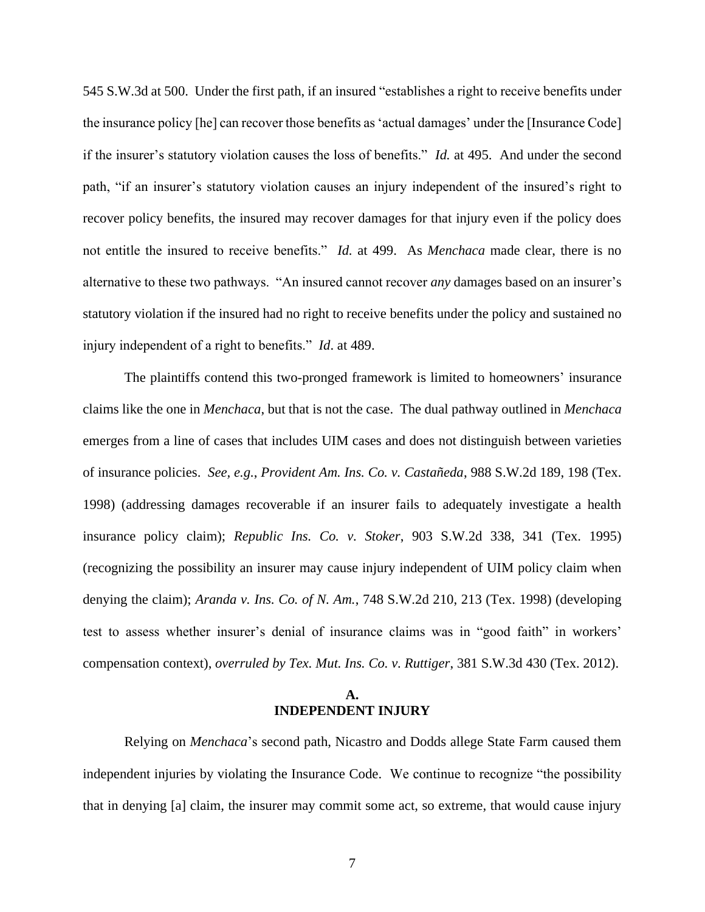545 S.W.3d at 500. Under the first path, if an insured "establishes a right to receive benefits under the insurance policy [he] can recover those benefits as 'actual damages' under the [Insurance Code] if the insurer's statutory violation causes the loss of benefits." *Id.* at 495. And under the second path, "if an insurer's statutory violation causes an injury independent of the insured's right to recover policy benefits, the insured may recover damages for that injury even if the policy does not entitle the insured to receive benefits." *Id.* at 499. As *Menchaca* made clear, there is no alternative to these two pathways. "An insured cannot recover *any* damages based on an insurer's statutory violation if the insured had no right to receive benefits under the policy and sustained no injury independent of a right to benefits." *Id*. at 489.

The plaintiffs contend this two-pronged framework is limited to homeowners' insurance claims like the one in *Menchaca*, but that is not the case. The dual pathway outlined in *Menchaca* emerges from a line of cases that includes UIM cases and does not distinguish between varieties of insurance policies. *See, e.g.*, *Provident Am. Ins. Co. v. Castañeda*, 988 S.W.2d 189, 198 (Tex. 1998) (addressing damages recoverable if an insurer fails to adequately investigate a health insurance policy claim); *Republic Ins. Co. v. Stoker*, 903 S.W.2d 338, 341 (Tex. 1995) (recognizing the possibility an insurer may cause injury independent of UIM policy claim when denying the claim); *Aranda v. Ins. Co. of N. Am.*, 748 S.W.2d 210, 213 (Tex. 1998) (developing test to assess whether insurer's denial of insurance claims was in "good faith" in workers' compensation context), *overruled by Tex. Mut. Ins. Co. v. Ruttiger*, 381 S.W.3d 430 (Tex. 2012).

## A.
## INDEPENDENT INJURY

Relying on *Menchaca*'s second path, Nicastro and Dodds allege State Farm caused them independent injuries by violating the Insurance Code. We continue to recognize "the possibility that in denying [a] claim, the insurer may commit some act, so extreme, that would cause injury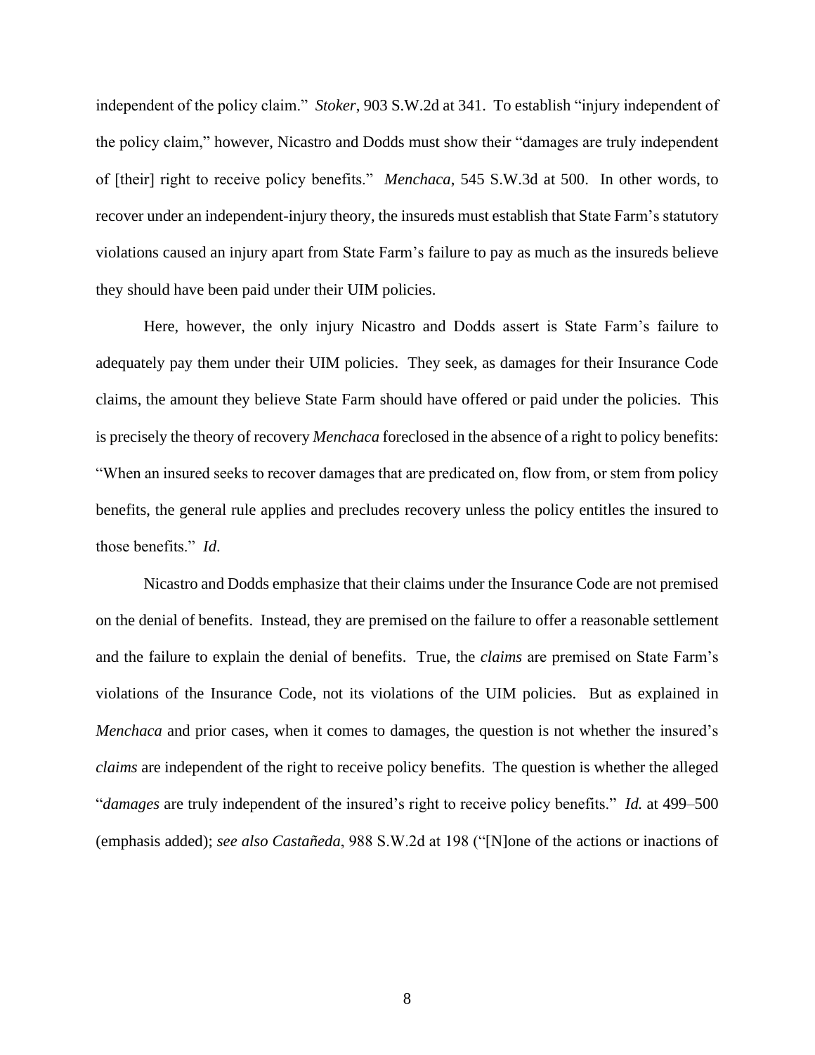independent of the policy claim." *Stoker*, 903 S.W.2d at 341. To establish "injury independent of the policy claim," however, Nicastro and Dodds must show their "damages are truly independent of [their] right to receive policy benefits." *Menchaca*, 545 S.W.3d at 500. In other words, to recover under an independent-injury theory, the insureds must establish that State Farm's statutory violations caused an injury apart from State Farm's failure to pay as much as the insureds believe they should have been paid under their UIM policies.

Here, however, the only injury Nicastro and Dodds assert is State Farm's failure to adequately pay them under their UIM policies. They seek, as damages for their Insurance Code claims, the amount they believe State Farm should have offered or paid under the policies. This is precisely the theory of recovery *Menchaca* foreclosed in the absence of a right to policy benefits: "When an insured seeks to recover damages that are predicated on, flow from, or stem from policy benefits, the general rule applies and precludes recovery unless the policy entitles the insured to those benefits." *Id.*

Nicastro and Dodds emphasize that their claims under the Insurance Code are not premised on the denial of benefits. Instead, they are premised on the failure to offer a reasonable settlement and the failure to explain the denial of benefits. True, the *claims* are premised on State Farm's violations of the Insurance Code, not its violations of the UIM policies. But as explained in *Menchaca* and prior cases, when it comes to damages, the question is not whether the insured's *claims* are independent of the right to receive policy benefits. The question is whether the alleged "*damages* are truly independent of the insured's right to receive policy benefits." *Id.* at 499–500 (emphasis added); *see also Castañeda*, 988 S.W.2d at 198 ("[N]one of the actions or inactions of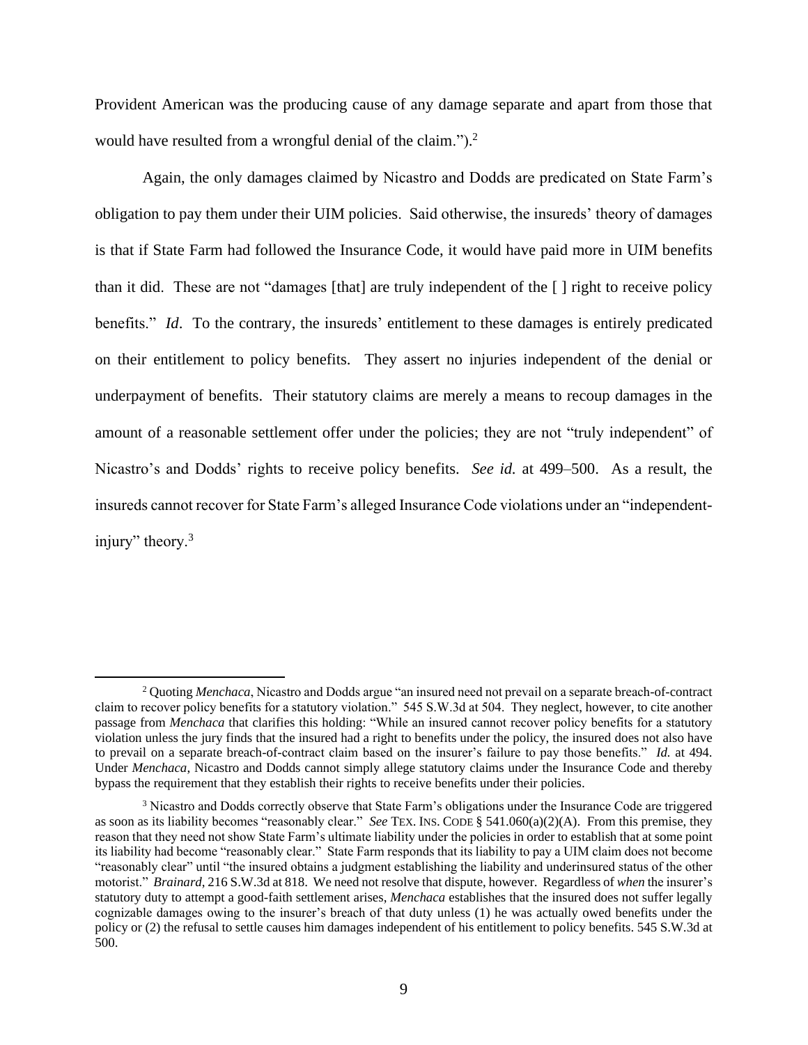Provident American was the producing cause of any damage separate and apart from those that would have resulted from a wrongful denial of the claim.").[2]

Again, the only damages claimed by Nicastro and Dodds are predicated on State Farm's obligation to pay them under their UIM policies. Said otherwise, the insureds' theory of damages is that if State Farm had followed the Insurance Code, it would have paid more in UIM benefits than it did. These are not "damages [that] are truly independent of the [ ] right to receive policy benefits." *Id*. To the contrary, the insureds' entitlement to these damages is entirely predicated on their entitlement to policy benefits. They assert no injuries independent of the denial or underpayment of benefits. Their statutory claims are merely a means to recoup damages in the amount of a reasonable settlement offer under the policies; they are not "truly independent" of Nicastro's and Dodds' rights to receive policy benefits. *See id.* at 499–500. As a result, the insureds cannot recover for State Farm's alleged Insurance Code violations under an "independent-injury" theory.[3]

---

[2] Quoting *Menchaca*, Nicastro and Dodds argue "an insured need not prevail on a separate breach-of-contract claim to recover policy benefits for a statutory violation." 545 S.W.3d at 504. They neglect, however, to cite another passage from *Menchaca* that clarifies this holding: "While an insured cannot recover policy benefits for a statutory violation unless the jury finds that the insured had a right to benefits under the policy, the insured does not also have to prevail on a separate breach-of-contract claim based on the insurer's failure to pay those benefits." *Id.* at 494. Under *Menchaca*, Nicastro and Dodds cannot simply allege statutory claims under the Insurance Code and thereby bypass the requirement that they establish their rights to receive benefits under their policies.

[3] Nicastro and Dodds correctly observe that State Farm's obligations under the Insurance Code are triggered as soon as its liability becomes "reasonably clear." *See* TEX. INS. CODE § 541.060(a)(2)(A). From this premise, they reason that they need not show State Farm's ultimate liability under the policies in order to establish that at some point its liability had become "reasonably clear." State Farm responds that its liability to pay a UIM claim does not become "reasonably clear" until "the insured obtains a judgment establishing the liability and underinsured status of the other motorist." *Brainard*, 216 S.W.3d at 818. We need not resolve that dispute, however. Regardless of *when* the insurer's statutory duty to attempt a good-faith settlement arises, *Menchaca* establishes that the insured does not suffer legally cognizable damages owing to the insurer's breach of that duty unless (1) he was actually owed benefits under the policy or (2) the refusal to settle causes him damages independent of his entitlement to policy benefits. 545 S.W.3d at 500.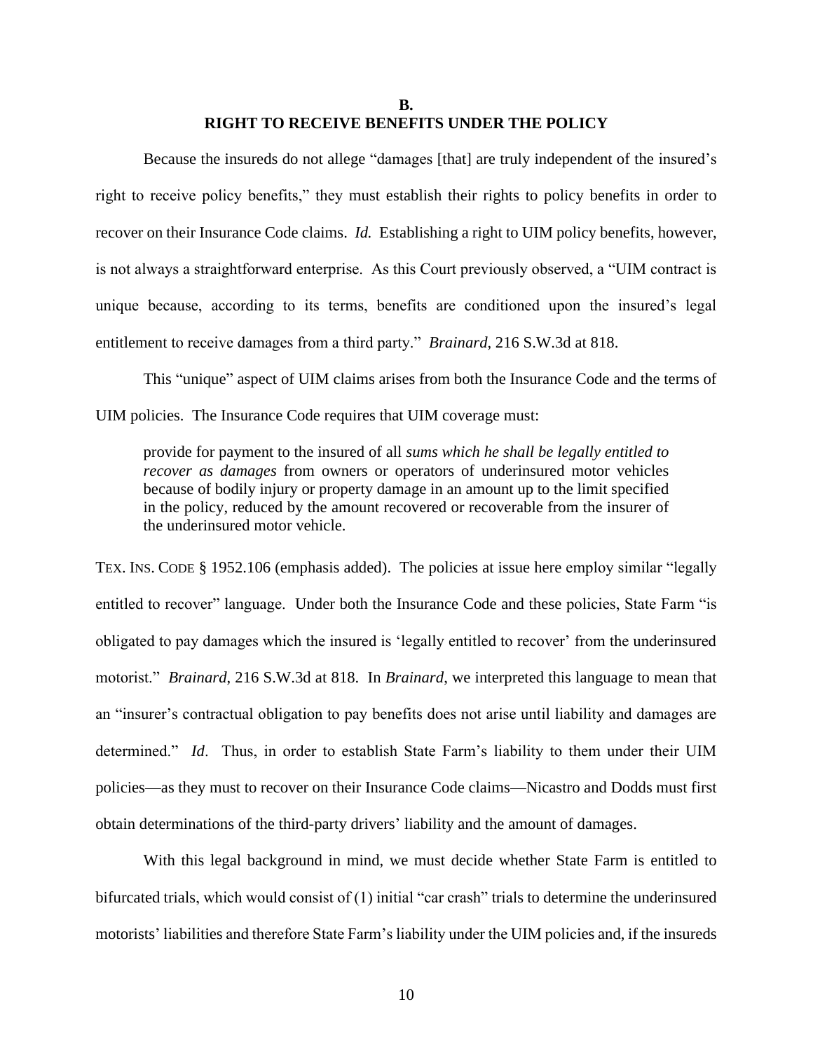## B.
## RIGHT TO RECEIVE BENEFITS UNDER THE POLICY

Because the insureds do not allege "damages [that] are truly independent of the insured's right to receive policy benefits," they must establish their rights to policy benefits in order to recover on their Insurance Code claims. *Id.* Establishing a right to UIM policy benefits, however, is not always a straightforward enterprise. As this Court previously observed, a "UIM contract is unique because, according to its terms, benefits are conditioned upon the insured's legal entitlement to receive damages from a third party." *Brainard*, 216 S.W.3d at 818.

This "unique" aspect of UIM claims arises from both the Insurance Code and the terms of UIM policies. The Insurance Code requires that UIM coverage must:

> provide for payment to the insured of all *sums which he shall be legally entitled to recover as damages* from owners or operators of underinsured motor vehicles because of bodily injury or property damage in an amount up to the limit specified in the policy, reduced by the amount recovered or recoverable from the insurer of the underinsured motor vehicle.

TEX. INS. CODE § 1952.106 (emphasis added). The policies at issue here employ similar "legally entitled to recover" language. Under both the Insurance Code and these policies, State Farm "is obligated to pay damages which the insured is 'legally entitled to recover' from the underinsured motorist." *Brainard*, 216 S.W.3d at 818. In *Brainard*, we interpreted this language to mean that an "insurer's contractual obligation to pay benefits does not arise until liability and damages are determined." *Id*. Thus, in order to establish State Farm's liability to them under their UIM policies—as they must to recover on their Insurance Code claims—Nicastro and Dodds must first obtain determinations of the third-party drivers' liability and the amount of damages.

With this legal background in mind, we must decide whether State Farm is entitled to bifurcated trials, which would consist of (1) initial "car crash" trials to determine the underinsured motorists' liabilities and therefore State Farm's liability under the UIM policies and, if the insureds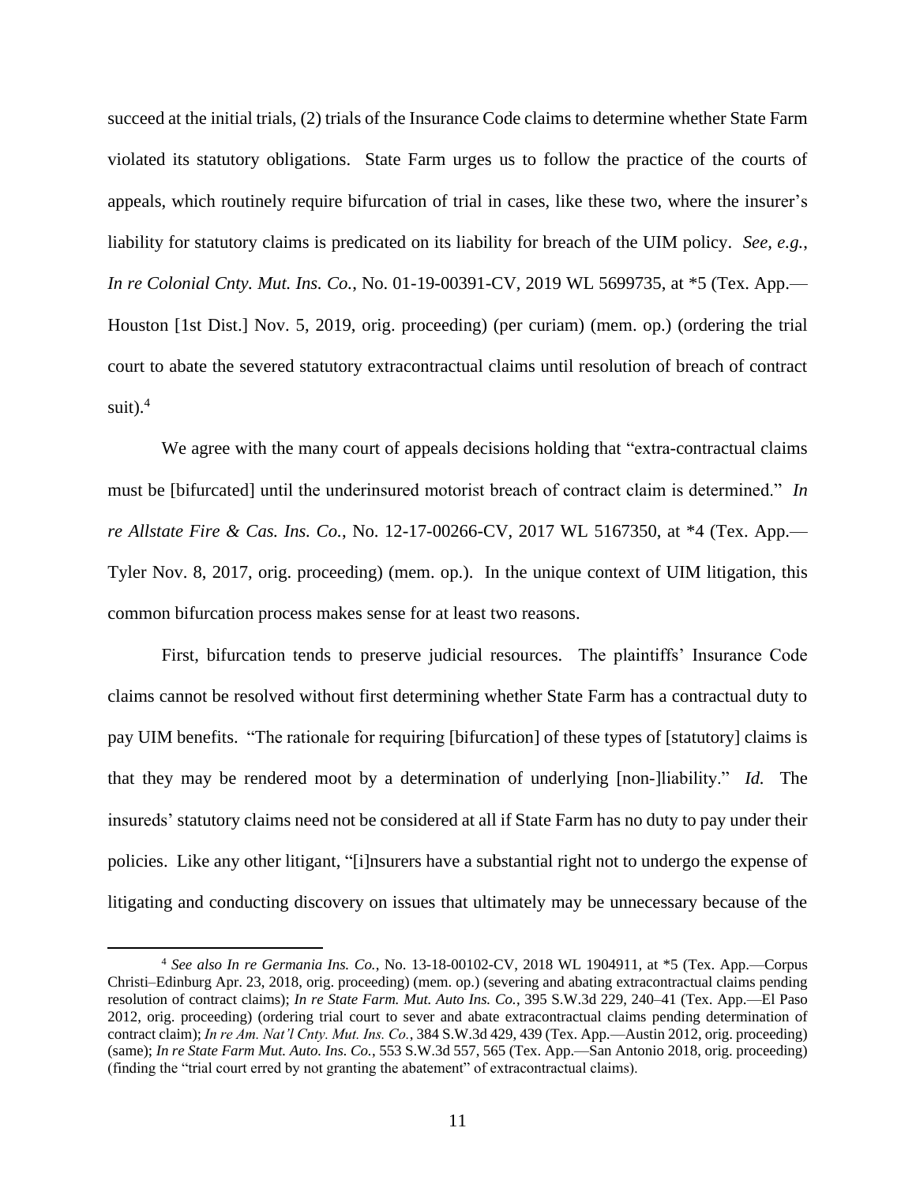succeed at the initial trials, (2) trials of the Insurance Code claims to determine whether State Farm violated its statutory obligations. State Farm urges us to follow the practice of the courts of appeals, which routinely require bifurcation of trial in cases, like these two, where the insurer's liability for statutory claims is predicated on its liability for breach of the UIM policy. *See, e.g.*, *In re Colonial Cnty. Mut. Ins. Co.*, No. 01-19-00391-CV, 2019 WL 5699735, at *5 (Tex. App.—Houston [1st Dist.] Nov. 5, 2019, orig. proceeding) (per curiam) (mem. op.) (ordering the trial court to abate the severed statutory extracontractual claims until resolution of breach of contract suit).[4]

We agree with the many court of appeals decisions holding that "extra-contractual claims must be [bifurcated] until the underinsured motorist breach of contract claim is determined." *In re Allstate Fire & Cas. Ins. Co.*, No. 12-17-00266-CV, 2017 WL 5167350, at *4 (Tex. App.—Tyler Nov. 8, 2017, orig. proceeding) (mem. op.). In the unique context of UIM litigation, this common bifurcation process makes sense for at least two reasons.

First, bifurcation tends to preserve judicial resources. The plaintiffs' Insurance Code claims cannot be resolved without first determining whether State Farm has a contractual duty to pay UIM benefits. "The rationale for requiring [bifurcation] of these types of [statutory] claims is that they may be rendered moot by a determination of underlying [non-]liability." *Id.* The insureds' statutory claims need not be considered at all if State Farm has no duty to pay under their policies. Like any other litigant, "[i]nsurers have a substantial right not to undergo the expense of litigating and conducting discovery on issues that ultimately may be unnecessary because of the

[4] *See also In re Germania Ins. Co.*, No. 13-18-00102-CV, 2018 WL 1904911, at *5 (Tex. App.—Corpus Christi–Edinburg Apr. 23, 2018, orig. proceeding) (mem. op.) (severing and abating extracontractual claims pending resolution of contract claims); *In re State Farm. Mut. Auto Ins. Co.*, 395 S.W.3d 229, 240–41 (Tex. App.—El Paso 2012, orig. proceeding) (ordering trial court to sever and abate extracontractual claims pending determination of contract claim); *In re Am. Nat'l Cnty. Mut. Ins. Co.*, 384 S.W.3d 429, 439 (Tex. App.—Austin 2012, orig. proceeding) (same); *In re State Farm Mut. Auto. Ins. Co.*, 553 S.W.3d 557, 565 (Tex. App.—San Antonio 2018, orig. proceeding) (finding the "trial court erred by not granting the abatement" of extracontractual claims).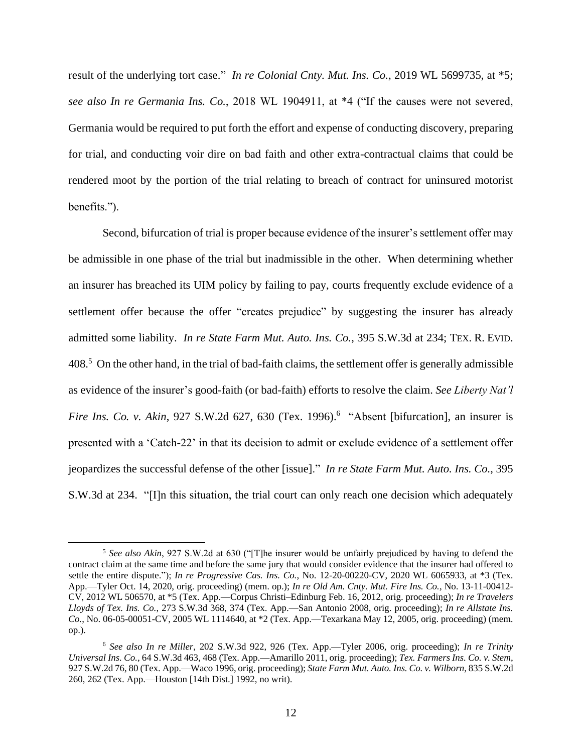result of the underlying tort case." *In re Colonial Cnty. Mut. Ins. Co.*, 2019 WL 5699735, at *5; *see also In re Germania Ins. Co.*, 2018 WL 1904911, at *4 ("If the causes were not severed, Germania would be required to put forth the effort and expense of conducting discovery, preparing for trial, and conducting voir dire on bad faith and other extra-contractual claims that could be rendered moot by the portion of the trial relating to breach of contract for uninsured motorist benefits.").

Second, bifurcation of trial is proper because evidence of the insurer's settlement offer may be admissible in one phase of the trial but inadmissible in the other. When determining whether an insurer has breached its UIM policy by failing to pay, courts frequently exclude evidence of a settlement offer because the offer "creates prejudice" by suggesting the insurer has already admitted some liability. *In re State Farm Mut. Auto. Ins. Co.*, 395 S.W.3d at 234; TEX. R. EVID. 408.[5] On the other hand, in the trial of bad-faith claims, the settlement offer is generally admissible as evidence of the insurer's good-faith (or bad-faith) efforts to resolve the claim. *See Liberty Nat'l Fire Ins. Co. v. Akin*, 927 S.W.2d 627, 630 (Tex. 1996).[6] "Absent [bifurcation], an insurer is presented with a 'Catch-22' in that its decision to admit or exclude evidence of a settlement offer jeopardizes the successful defense of the other [issue]." *In re State Farm Mut. Auto. Ins. Co.*, 395 S.W.3d at 234. "[I]n this situation, the trial court can only reach one decision which adequately

---

[5] *See also Akin*, 927 S.W.2d at 630 ("[T]he insurer would be unfairly prejudiced by having to defend the contract claim at the same time and before the same jury that would consider evidence that the insurer had offered to settle the entire dispute."); *In re Progressive Cas. Ins. Co.*, No. 12-20-00220-CV, 2020 WL 6065933, at *3 (Tex. App.—Tyler Oct. 14, 2020, orig. proceeding) (mem. op.); *In re Old Am. Cnty. Mut. Fire Ins. Co.*, No. 13-11-00412-CV, 2012 WL 506570, at *5 (Tex. App.—Corpus Christi–Edinburg Feb. 16, 2012, orig. proceeding); *In re Travelers Lloyds of Tex. Ins. Co.*, 273 S.W.3d 368, 374 (Tex. App.—San Antonio 2008, orig. proceeding); *In re Allstate Ins. Co.*, No. 06-05-00051-CV, 2005 WL 1114640, at *2 (Tex. App.—Texarkana May 12, 2005, orig. proceeding) (mem. op.).

[6] *See also In re Miller*, 202 S.W.3d 922, 926 (Tex. App.—Tyler 2006, orig. proceeding); *In re Trinity Universal Ins. Co.*, 64 S.W.3d 463, 468 (Tex. App.—Amarillo 2011, orig. proceeding); *Tex. Farmers Ins. Co. v. Stem*, 927 S.W.2d 76, 80 (Tex. App.—Waco 1996, orig. proceeding); *State Farm Mut. Auto. Ins. Co. v. Wilborn*, 835 S.W.2d 260, 262 (Tex. App.—Houston [14th Dist.] 1992, no writ).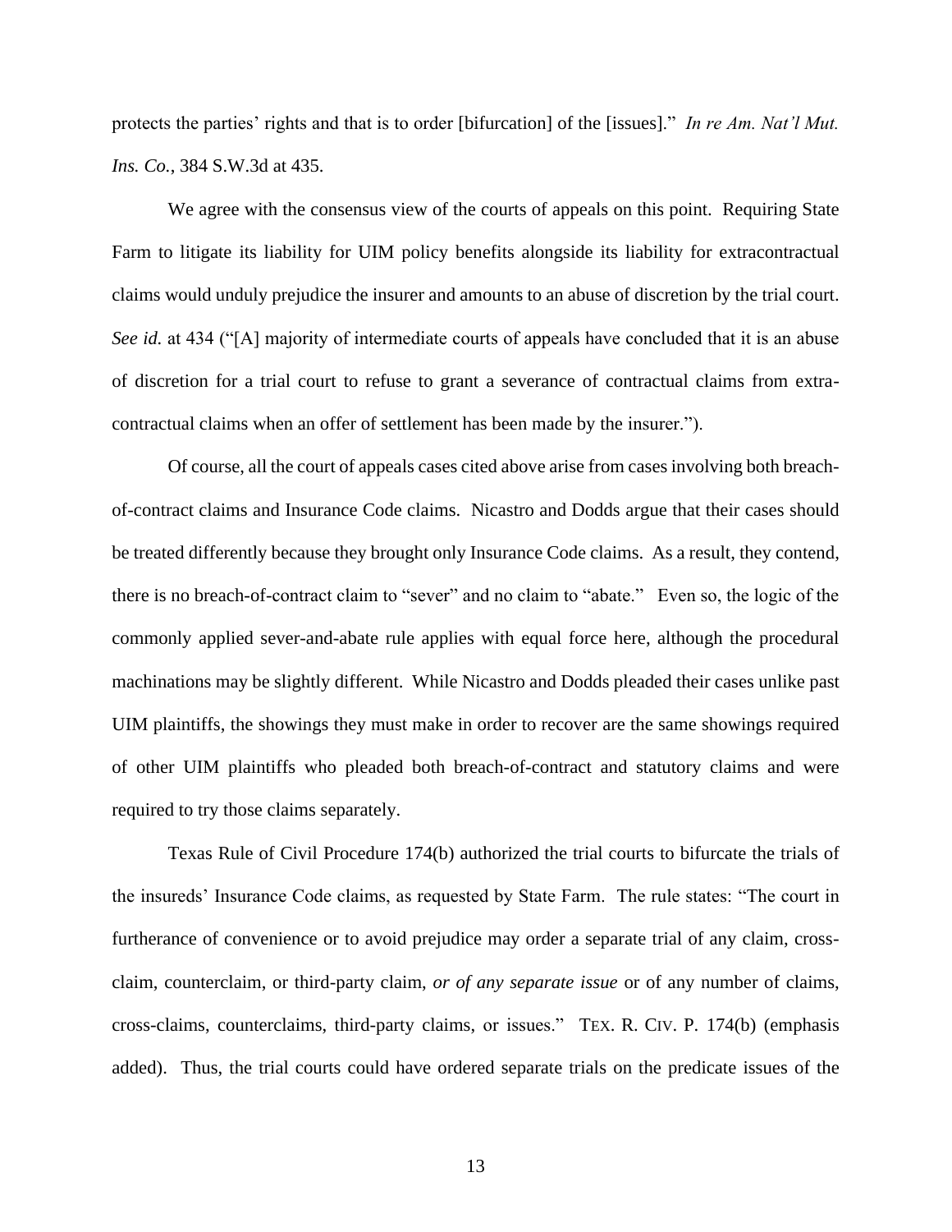protects the parties' rights and that is to order [bifurcation] of the [issues]." *In re Am. Nat'l Mut. Ins. Co.*, 384 S.W.3d at 435.

We agree with the consensus view of the courts of appeals on this point. Requiring State Farm to litigate its liability for UIM policy benefits alongside its liability for extracontractual claims would unduly prejudice the insurer and amounts to an abuse of discretion by the trial court. *See id.* at 434 ("[A] majority of intermediate courts of appeals have concluded that it is an abuse of discretion for a trial court to refuse to grant a severance of contractual claims from extra-contractual claims when an offer of settlement has been made by the insurer.").

Of course, all the court of appeals cases cited above arise from cases involving both breach-of-contract claims and Insurance Code claims. Nicastro and Dodds argue that their cases should be treated differently because they brought only Insurance Code claims. As a result, they contend, there is no breach-of-contract claim to "sever" and no claim to "abate." Even so, the logic of the commonly applied sever-and-abate rule applies with equal force here, although the procedural machinations may be slightly different. While Nicastro and Dodds pleaded their cases unlike past UIM plaintiffs, the showings they must make in order to recover are the same showings required of other UIM plaintiffs who pleaded both breach-of-contract and statutory claims and were required to try those claims separately.

Texas Rule of Civil Procedure 174(b) authorized the trial courts to bifurcate the trials of the insureds' Insurance Code claims, as requested by State Farm. The rule states: "The court in furtherance of convenience or to avoid prejudice may order a separate trial of any claim, cross-claim, counterclaim, or third-party claim, *or of any separate issue* or of any number of claims, cross-claims, counterclaims, third-party claims, or issues." TEX. R. CIV. P. 174(b) (emphasis added). Thus, the trial courts could have ordered separate trials on the predicate issues of the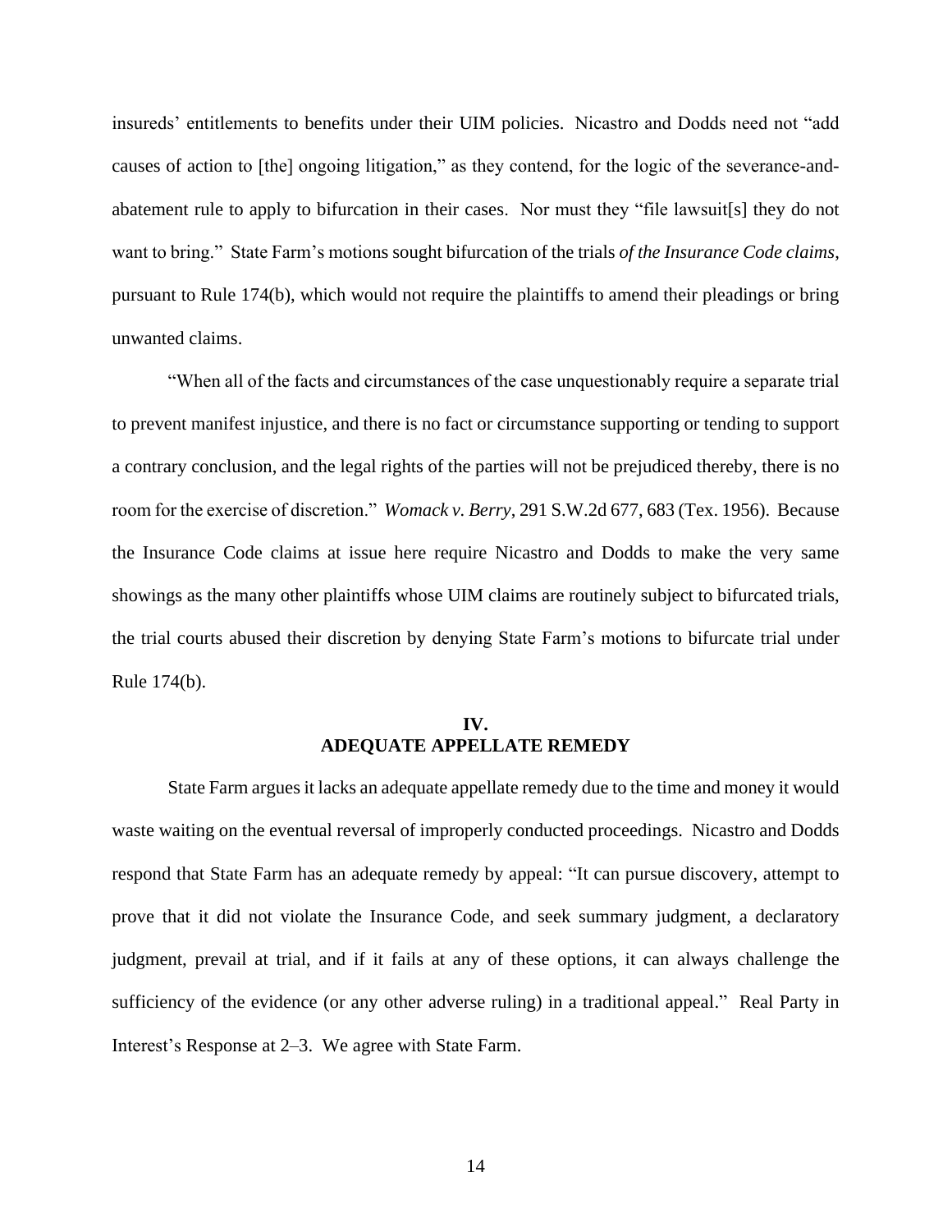insureds' entitlements to benefits under their UIM policies. Nicastro and Dodds need not "add causes of action to [the] ongoing litigation," as they contend, for the logic of the severance-and-abatement rule to apply to bifurcation in their cases. Nor must they "file lawsuit[s] they do not want to bring." State Farm's motions sought bifurcation of the trials *of the Insurance Code claims*, pursuant to Rule 174(b), which would not require the plaintiffs to amend their pleadings or bring unwanted claims.

"When all of the facts and circumstances of the case unquestionably require a separate trial to prevent manifest injustice, and there is no fact or circumstance supporting or tending to support a contrary conclusion, and the legal rights of the parties will not be prejudiced thereby, there is no room for the exercise of discretion." *Womack v. Berry*, 291 S.W.2d 677, 683 (Tex. 1956). Because the Insurance Code claims at issue here require Nicastro and Dodds to make the very same showings as the many other plaintiffs whose UIM claims are routinely subject to bifurcated trials, the trial courts abused their discretion by denying State Farm's motions to bifurcate trial under Rule 174(b).

## IV.
## ADEQUATE APPELLATE REMEDY

State Farm argues it lacks an adequate appellate remedy due to the time and money it would waste waiting on the eventual reversal of improperly conducted proceedings. Nicastro and Dodds respond that State Farm has an adequate remedy by appeal: "It can pursue discovery, attempt to prove that it did not violate the Insurance Code, and seek summary judgment, a declaratory judgment, prevail at trial, and if it fails at any of these options, it can always challenge the sufficiency of the evidence (or any other adverse ruling) in a traditional appeal." Real Party in Interest's Response at 2–3. We agree with State Farm.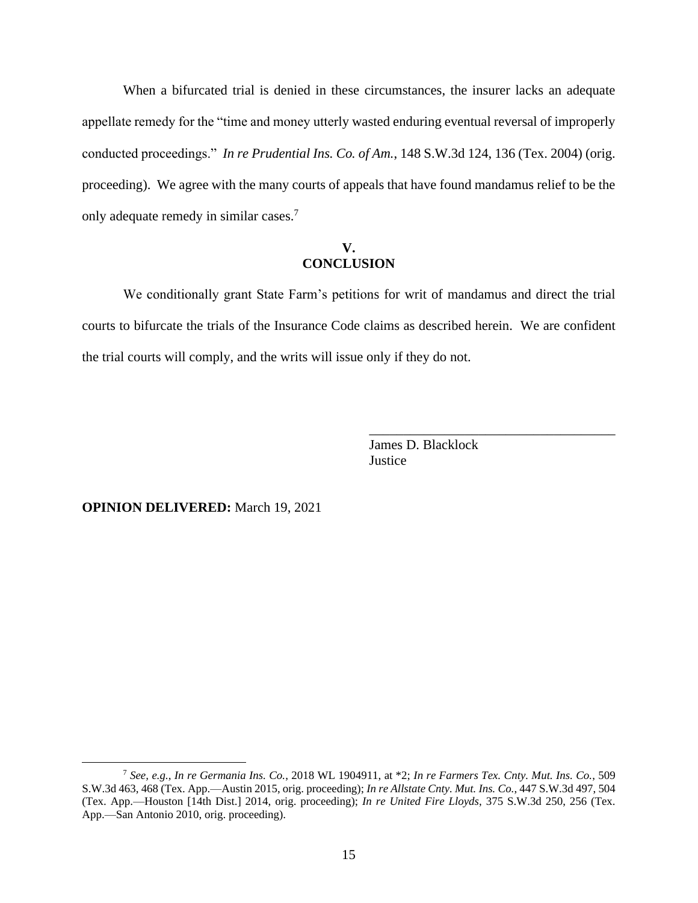When a bifurcated trial is denied in these circumstances, the insurer lacks an adequate appellate remedy for the "time and money utterly wasted enduring eventual reversal of improperly conducted proceedings." *In re Prudential Ins. Co. of Am.*, 148 S.W.3d 124, 136 (Tex. 2004) (orig. proceeding). We agree with the many courts of appeals that have found mandamus relief to be the only adequate remedy in similar cases.[7]

## V. CONCLUSION

We conditionally grant State Farm's petitions for writ of mandamus and direct the trial courts to bifurcate the trials of the Insurance Code claims as described herein. We are confident the trial courts will comply, and the writs will issue only if they do not.

James D. Blacklock
Justice

**OPINION DELIVERED:** March 19, 2021

---

[7] *See, e.g.*, *In re Germania Ins. Co.*, 2018 WL 1904911, at *2; *In re Farmers Tex. Cnty. Mut. Ins. Co.*, 509 S.W.3d 463, 468 (Tex. App.—Austin 2015, orig. proceeding); *In re Allstate Cnty. Mut. Ins. Co.*, 447 S.W.3d 497, 504 (Tex. App.—Houston [14th Dist.] 2014, orig. proceeding); *In re United Fire Lloyds*, 375 S.W.3d 250, 256 (Tex. App.—San Antonio 2010, orig. proceeding).